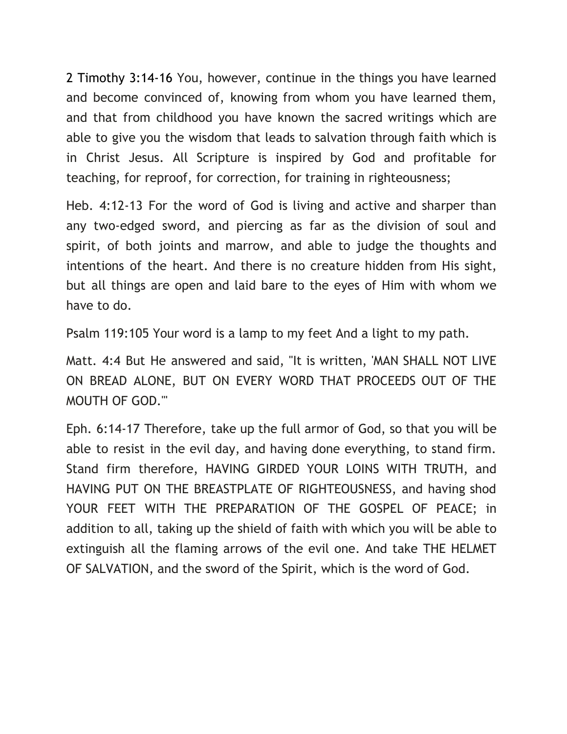2 Timothy 3:14-16 You, however, continue in the things you have learned and become convinced of, knowing from whom you have learned them, and that from childhood you have known the sacred writings which are able to give you the wisdom that leads to salvation through faith which is in Christ Jesus. All Scripture is inspired by God and profitable for teaching, for reproof, for correction, for training in righteousness;

Heb. 4:12-13 For the word of God is living and active and sharper than any two-edged sword, and piercing as far as the division of soul and spirit, of both joints and marrow, and able to judge the thoughts and intentions of the heart. And there is no creature hidden from His sight, but all things are open and laid bare to the eyes of Him with whom we have to do.

Psalm 119:105 Your word is a lamp to my feet And a light to my path.

Matt. 4:4 But He answered and said, "It is written, 'MAN SHALL NOT LIVE ON BREAD ALONE, BUT ON EVERY WORD THAT PROCEEDS OUT OF THE MOUTH OF GOD.'"

Eph. 6:14-17 Therefore, take up the full armor of God, so that you will be able to resist in the evil day, and having done everything, to stand firm. Stand firm therefore, HAVING GIRDED YOUR LOINS WITH TRUTH, and HAVING PUT ON THE BREASTPLATE OF RIGHTEOUSNESS, and having shod YOUR FEET WITH THE PREPARATION OF THE GOSPEL OF PEACE; in addition to all, taking up the shield of faith with which you will be able to extinguish all the flaming arrows of the evil one. And take THE HELMET OF SALVATION, and the sword of the Spirit, which is the word of God.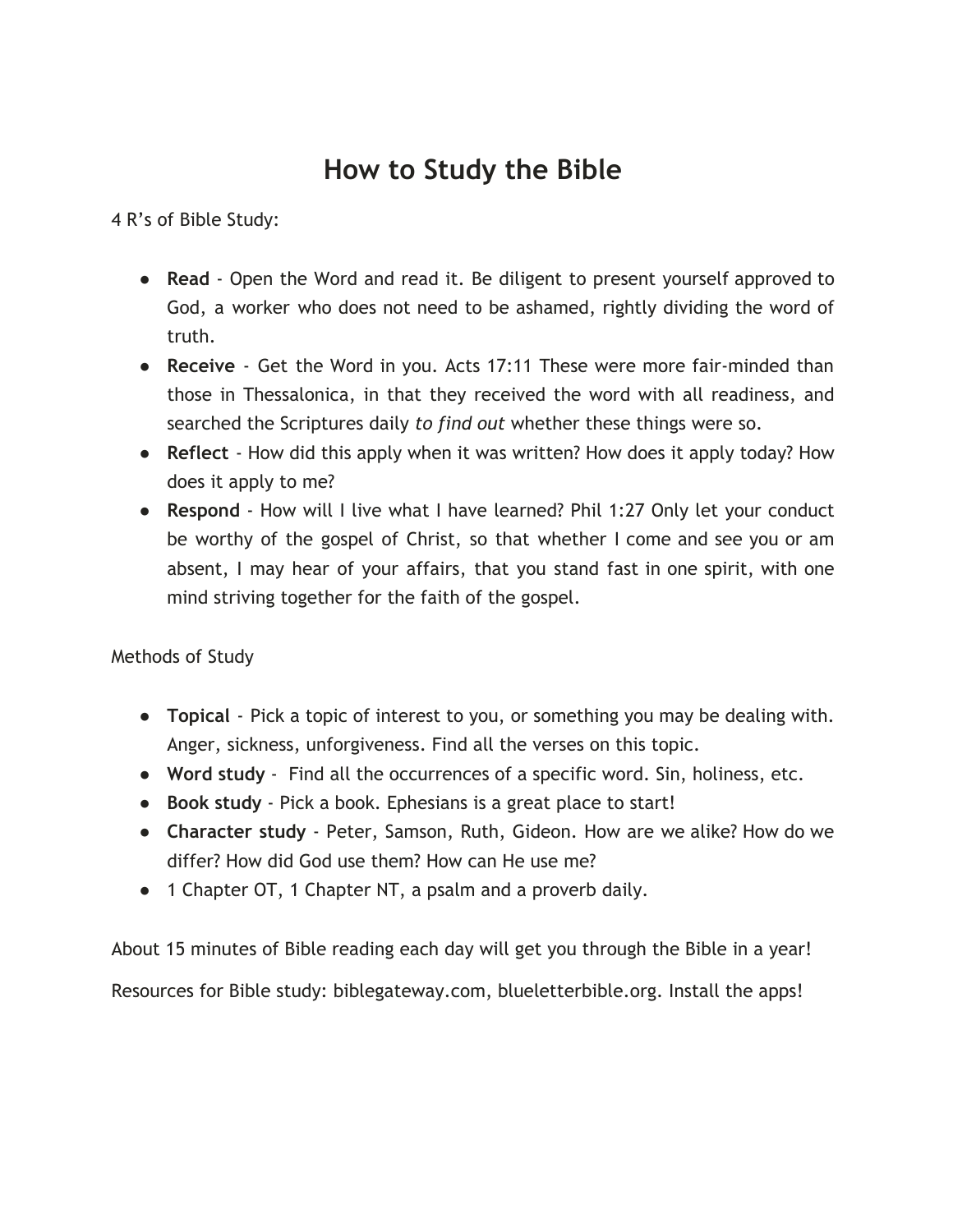# How to Study the Bible

4 R's of Bible Study:

- **Read** - Open the Word and read it. Be diligent to present yourself approved to God, a worker who does not need to be ashamed, rightly dividing the word of truth.
- **Receive** - Get the Word in you. Acts 17:11 These were more fair-minded than those in Thessalonica, in that they received the word with all readiness, and searched the Scriptures daily *to find out* whether these things were so.
- **Reflect** - How did this apply when it was written? How does it apply today? How does it apply to me?
- **Respond** - How will I live what I have learned? Phil 1:27 Only let your conduct be worthy of the gospel of Christ, so that whether I come and see you or am absent, I may hear of your affairs, that you stand fast in one spirit, with one mind striving together for the faith of the gospel.

Methods of Study

- **Topical** - Pick a topic of interest to you, or something you may be dealing with. Anger, sickness, unforgiveness. Find all the verses on this topic.
- **Word study** - Find all the occurrences of a specific word. Sin, holiness, etc.
- **Book study** - Pick a book. Ephesians is a great place to start!
- **Character study** - Peter, Samson, Ruth, Gideon. How are we alike? How do we differ? How did God use them? How can He use me?
- 1 Chapter OT, 1 Chapter NT, a psalm and a proverb daily.

About 15 minutes of Bible reading each day will get you through the Bible in a year!

Resources for Bible study: biblegateway.com, blueletterbible.org. Install the apps!